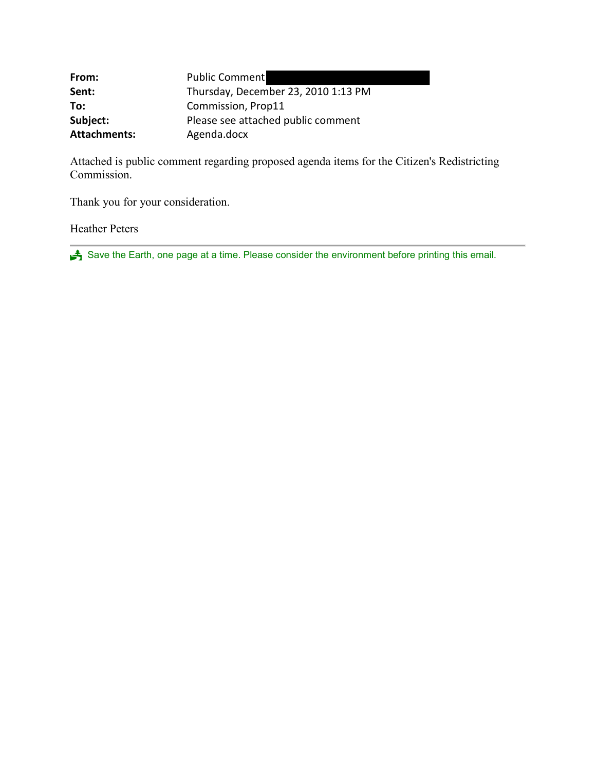**From:** Public Comment

**Sent:** Thursday, December 23, 2010 1:13 PM

**To:** Commission, Prop11

**Subject:** Please see attached public comment

**Attachments:** Agenda.docx

Attached is public comment regarding proposed agenda items for the Citizen's Redistricting Commission.

Thank you for your consideration.

Heather Peters

---

Save the Earth, one page at a time. Please consider the environment before printing this email.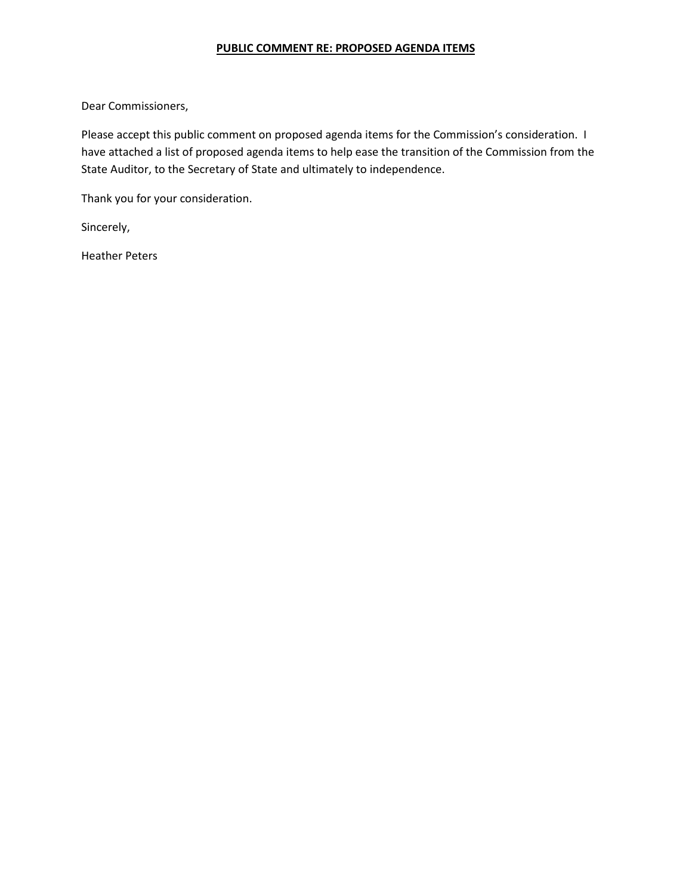**PUBLIC COMMENT RE: PROPOSED AGENDA ITEMS**

Dear Commissioners,

Please accept this public comment on proposed agenda items for the Commission's consideration. I have attached a list of proposed agenda items to help ease the transition of the Commission from the State Auditor, to the Secretary of State and ultimately to independence.

Thank you for your consideration.

Sincerely,

Heather Peters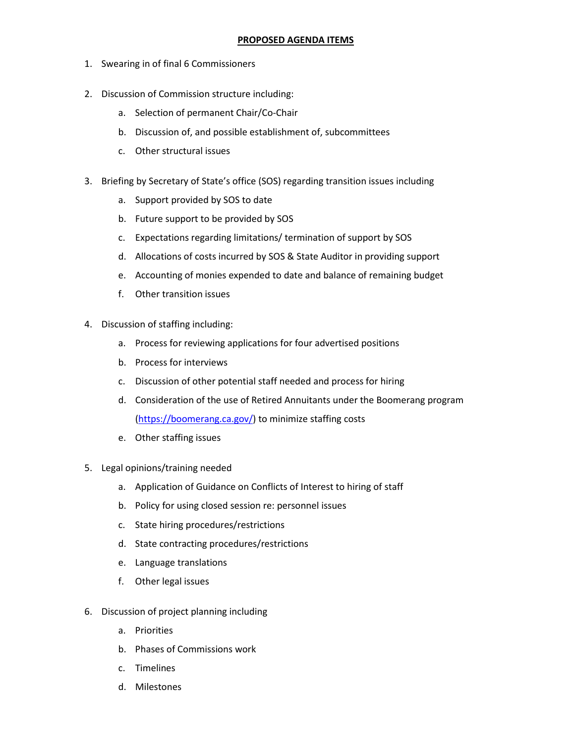## PROPOSED AGENDA ITEMS

1. Swearing in of final 6 Commissioners

2. Discussion of Commission structure including:
   a. Selection of permanent Chair/Co-Chair
   b. Discussion of, and possible establishment of, subcommittees
   c. Other structural issues

3. Briefing by Secretary of State's office (SOS) regarding transition issues including
   a. Support provided by SOS to date
   b. Future support to be provided by SOS
   c. Expectations regarding limitations/ termination of support by SOS
   d. Allocations of costs incurred by SOS & State Auditor in providing support
   e. Accounting of monies expended to date and balance of remaining budget
   f. Other transition issues

4. Discussion of staffing including:
   a. Process for reviewing applications for four advertised positions
   b. Process for interviews
   c. Discussion of other potential staff needed and process for hiring
   d. Consideration of the use of Retired Annuitants under the Boomerang program (https://boomerang.ca.gov/) to minimize staffing costs
   e. Other staffing issues

5. Legal opinions/training needed
   a. Application of Guidance on Conflicts of Interest to hiring of staff
   b. Policy for using closed session re: personnel issues
   c. State hiring procedures/restrictions
   d. State contracting procedures/restrictions
   e. Language translations
   f. Other legal issues

6. Discussion of project planning including
   a. Priorities
   b. Phases of Commissions work
   c. Timelines
   d. Milestones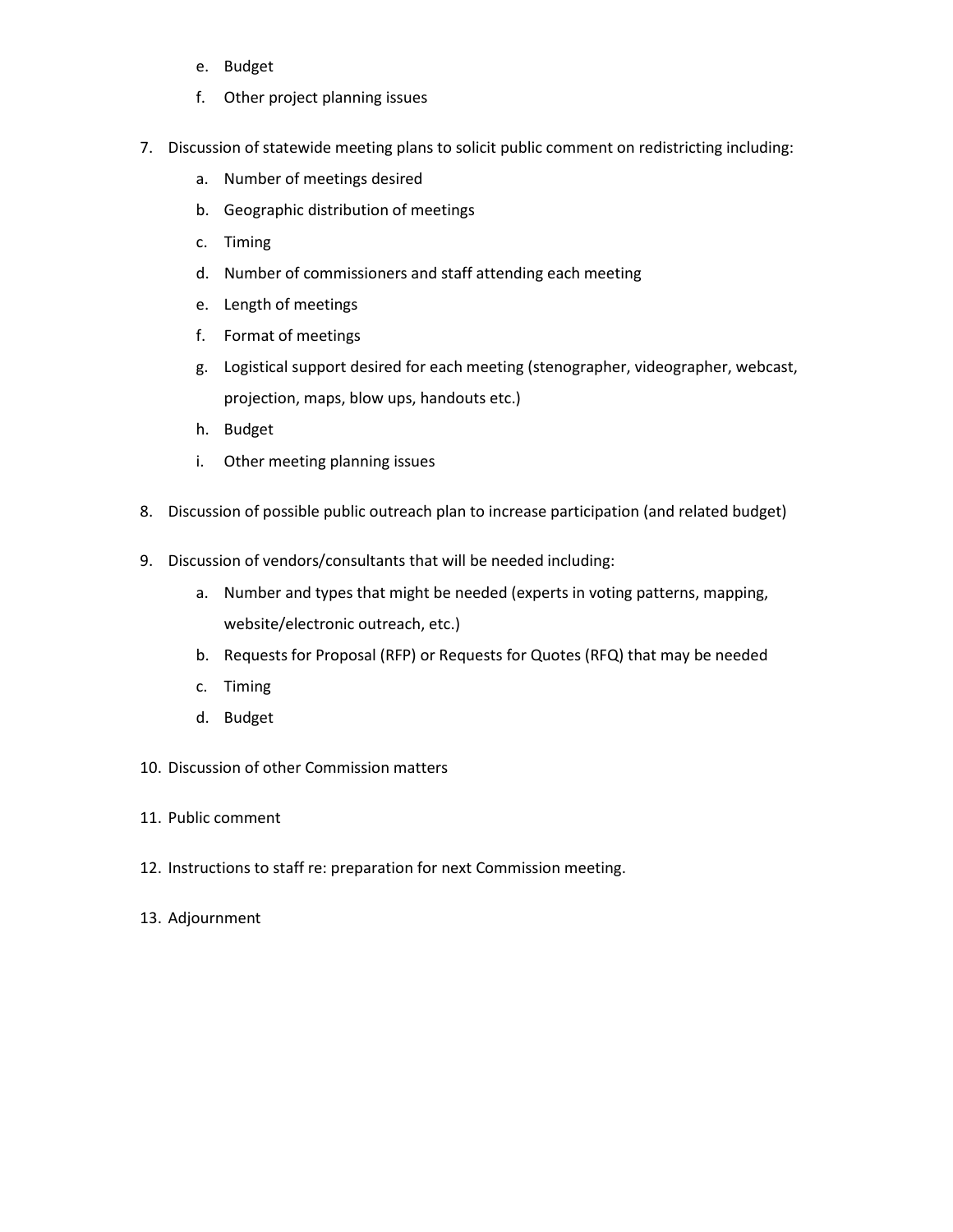e. Budget
   f. Other project planning issues

7. Discussion of statewide meeting plans to solicit public comment on redistricting including:
   a. Number of meetings desired
   b. Geographic distribution of meetings
   c. Timing
   d. Number of commissioners and staff attending each meeting
   e. Length of meetings
   f. Format of meetings
   g. Logistical support desired for each meeting (stenographer, videographer, webcast, projection, maps, blow ups, handouts etc.)
   h. Budget
   i. Other meeting planning issues

8. Discussion of possible public outreach plan to increase participation (and related budget)

9. Discussion of vendors/consultants that will be needed including:
   a. Number and types that might be needed (experts in voting patterns, mapping, website/electronic outreach, etc.)
   b. Requests for Proposal (RFP) or Requests for Quotes (RFQ) that may be needed
   c. Timing
   d. Budget

10. Discussion of other Commission matters

11. Public comment

12. Instructions to staff re: preparation for next Commission meeting.

13. Adjournment